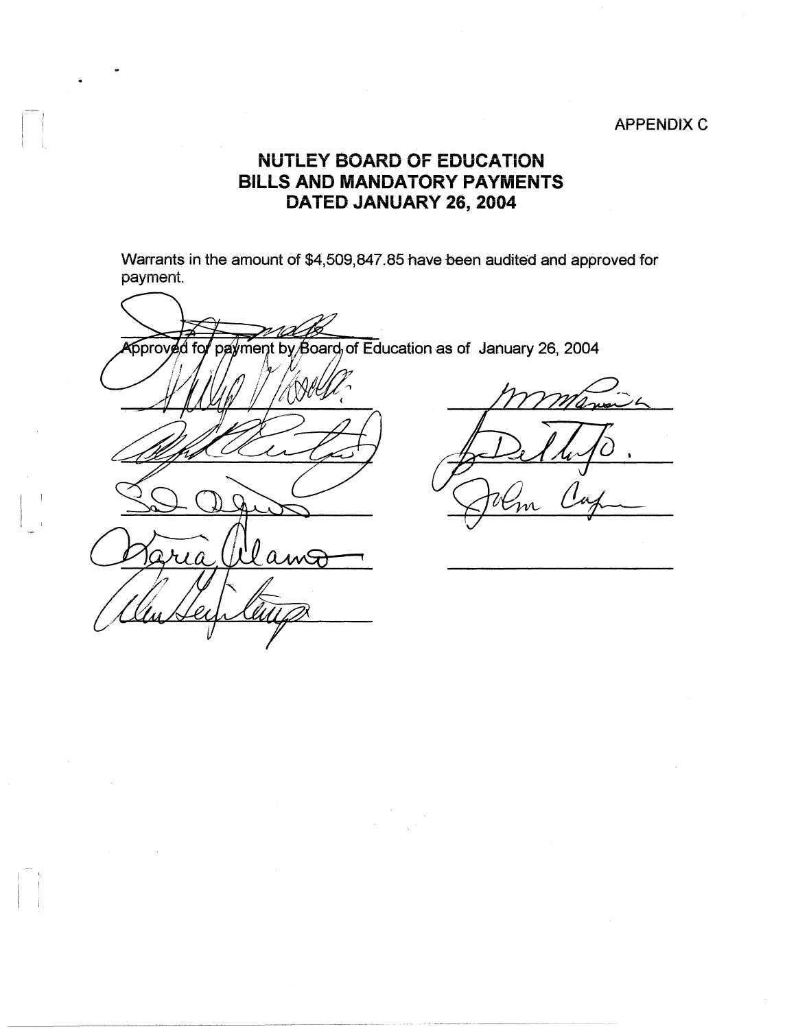APPENDIX C

# NUTLEY BOARD OF EDUCATION
# BILLS AND MANDATORY PAYMENTS
# DATED JANUARY 26, 2004

Warrants in the amount of $4,509,847.85 have been audited and approved for payment.

Approved for payment by Board of Education as of January 26, 2004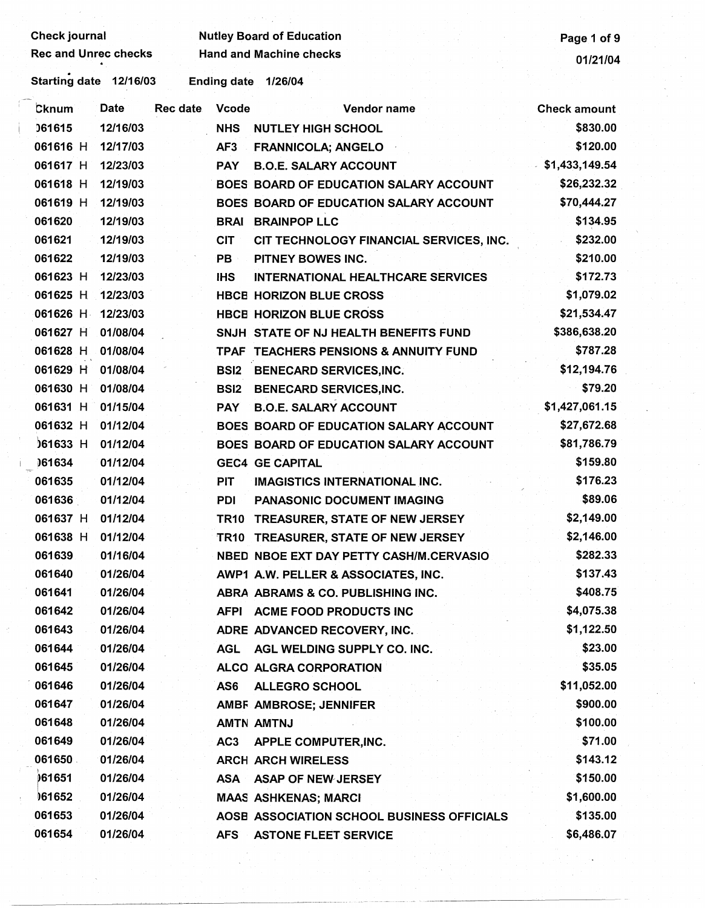Check journal
Rec and Unrec checks

Nutley Board of Education
Hand and Machine checks

01/21/04

Starting date 12/16/03 Ending date 1/26/04

| Cknum | Date | Rec date | Vcode | Vendor name | Check amount |
|---|---|---|---|---|---|
| 061615 | 12/16/03 | | NHS | NUTLEY HIGH SCHOOL | $830.00 |
| 061616 H | 12/17/03 | | AF3 | FRANNICOLA; ANGELO | $120.00 |
| 061617 H | 12/23/03 | | PAY | B.O.E. SALARY ACCOUNT | $1,433,149.54 |
| 061618 H | 12/19/03 | | BOES | BOARD OF EDUCATION SALARY ACCOUNT | $26,232.32 |
| 061619 H | 12/19/03 | | BOES | BOARD OF EDUCATION SALARY ACCOUNT | $70,444.27 |
| 061620 | 12/19/03 | | BRAI | BRAINPOP LLC | $134.95 |
| 061621 | 12/19/03 | | CIT | CIT TECHNOLOGY FINANCIAL SERVICES, INC. | $232.00 |
| 061622 | 12/19/03 | | PB | PITNEY BOWES INC. | $210.00 |
| 061623 H | 12/23/03 | | IHS | INTERNATIONAL HEALTHCARE SERVICES | $172.73 |
| 061625 H | 12/23/03 | | HBCE | HORIZON BLUE CROSS | $1,079.02 |
| 061626 H | 12/23/03 | | HBCE | HORIZON BLUE CROSS | $21,534.47 |
| 061627 H | 01/08/04 | | SNJH | STATE OF NJ HEALTH BENEFITS FUND | $386,638.20 |
| 061628 H | 01/08/04 | | TPAF | TEACHERS PENSIONS & ANNUITY FUND | $787.28 |
| 061629 H | 01/08/04 | | BSI2 | BENECARD SERVICES,INC. | $12,194.76 |
| 061630 H | 01/08/04 | | BSI2 | BENECARD SERVICES,INC. | $79.20 |
| 061631 H | 01/15/04 | | PAY | B.O.E. SALARY ACCOUNT | $1,427,061.15 |
| 061632 H | 01/12/04 | | BOES | BOARD OF EDUCATION SALARY ACCOUNT | $27,672.68 |
| 061633 H | 01/12/04 | | BOES | BOARD OF EDUCATION SALARY ACCOUNT | $81,786.79 |
| 061634 | 01/12/04 | | GEC4 | GE CAPITAL | $159.80 |
| 061635 | 01/12/04 | | PIT | IMAGISTICS INTERNATIONAL INC. | $176.23 |
| 061636 | 01/12/04 | | PDI | PANASONIC DOCUMENT IMAGING | $89.06 |
| 061637 H | 01/12/04 | | TR10 | TREASURER, STATE OF NEW JERSEY | $2,149.00 |
| 061638 H | 01/12/04 | | TR10 | TREASURER, STATE OF NEW JERSEY | $2,146.00 |
| 061639 | 01/16/04 | | NBED | NBOE EXT DAY PETTY CASH/M.CERVASIO | $282.33 |
| 061640 | 01/26/04 | | AWP1 | A.W. PELLER & ASSOCIATES, INC. | $137.43 |
| 061641 | 01/26/04 | | ABRA | ABRAMS & CO. PUBLISHING INC. | $408.75 |
| 061642 | 01/26/04 | | AFPI | ACME FOOD PRODUCTS INC | $4,075.38 |
| 061643 | 01/26/04 | | ADRE | ADVANCED RECOVERY, INC. | $1,122.50 |
| 061644 | 01/26/04 | | AGL | AGL WELDING SUPPLY CO. INC. | $23.00 |
| 061645 | 01/26/04 | | ALCO | ALGRA CORPORATION | $35.05 |
| 061646 | 01/26/04 | | AS6 | ALLEGRO SCHOOL | $11,052.00 |
| 061647 | 01/26/04 | | AMBF | AMBROSE; JENNIFER | $900.00 |
| 061648 | 01/26/04 | | AMTN | AMTNJ | $100.00 |
| 061649 | 01/26/04 | | AC3 | APPLE COMPUTER,INC. | $71.00 |
| 061650 | 01/26/04 | | ARCH | ARCH WIRELESS | $143.12 |
| 061651 | 01/26/04 | | ASA | ASAP OF NEW JERSEY | $150.00 |
| 061652 | 01/26/04 | | MAAS | ASHKENAS; MARCI | $1,600.00 |
| 061653 | 01/26/04 | | AOSB | ASSOCIATION SCHOOL BUSINESS OFFICIALS | $135.00 |
| 061654 | 01/26/04 | | AFS | ASTONE FLEET SERVICE | $6,486.07 |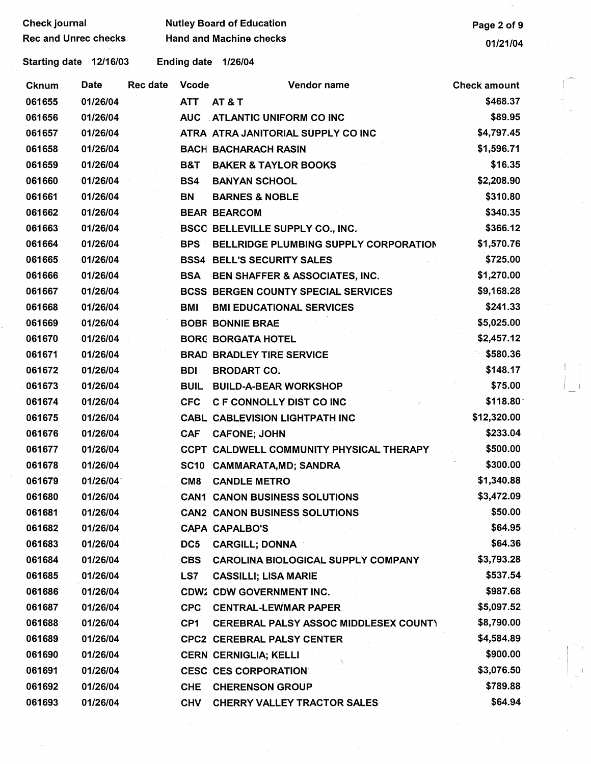Check journal | Nutley Board of Education
Rec and Unrec checks | Hand and Machine checks

01/21/04

Starting date 12/16/03 Ending date 1/26/04

| Cknum | Date | Rec date | Vcode | Vendor name | Check amount |
|---|---|---|---|---|---|
| 061655 | 01/26/04 | | ATT | AT & T | $468.37 |
| 061656 | 01/26/04 | | AUC | ATLANTIC UNIFORM CO INC | $89.95 |
| 061657 | 01/26/04 | | ATRA | ATRA JANITORIAL SUPPLY CO INC | $4,797.45 |
| 061658 | 01/26/04 | | BACH | BACHARACH RASIN | $1,596.71 |
| 061659 | 01/26/04 | | B&T | BAKER & TAYLOR BOOKS | $16.35 |
| 061660 | 01/26/04 | | BS4 | BANYAN SCHOOL | $2,208.90 |
| 061661 | 01/26/04 | | BN | BARNES & NOBLE | $310.80 |
| 061662 | 01/26/04 | | BEAR | BEARCOM | $340.35 |
| 061663 | 01/26/04 | | BSCC | BELLEVILLE SUPPLY CO., INC. | $366.12 |
| 061664 | 01/26/04 | | BPS | BELLRIDGE PLUMBING SUPPLY CORPORATION | $1,570.76 |
| 061665 | 01/26/04 | | BSS4 | BELL'S SECURITY SALES | $725.00 |
| 061666 | 01/26/04 | | BSA | BEN SHAFFER & ASSOCIATES, INC. | $1,270.00 |
| 061667 | 01/26/04 | | BCSS | BERGEN COUNTY SPECIAL SERVICES | $9,168.28 |
| 061668 | 01/26/04 | | BMI | BMI EDUCATIONAL SERVICES | $241.33 |
| 061669 | 01/26/04 | | BOBF | BONNIE BRAE | $5,025.00 |
| 061670 | 01/26/04 | | BORG | BORGATA HOTEL | $2,457.12 |
| 061671 | 01/26/04 | | BRAD | BRADLEY TIRE SERVICE | $580.36 |
| 061672 | 01/26/04 | | BDI | BRODART CO. | $148.17 |
| 061673 | 01/26/04 | | BUIL | BUILD-A-BEAR WORKSHOP | $75.00 |
| 061674 | 01/26/04 | | CFC | C F CONNOLLY DIST CO INC | $118.80 |
| 061675 | 01/26/04 | | CABL | CABLEVISION LIGHTPATH INC | $12,320.00 |
| 061676 | 01/26/04 | | CAF | CAFONE; JOHN | $233.04 |
| 061677 | 01/26/04 | | CCPT | CALDWELL COMMUNITY PHYSICAL THERAPY | $500.00 |
| 061678 | 01/26/04 | | SC10 | CAMMARATA,MD; SANDRA | $300.00 |
| 061679 | 01/26/04 | | CM8 | CANDLE METRO | $1,340.88 |
| 061680 | 01/26/04 | | CAN1 | CANON BUSINESS SOLUTIONS | $3,472.09 |
| 061681 | 01/26/04 | | CAN2 | CANON BUSINESS SOLUTIONS | $50.00 |
| 061682 | 01/26/04 | | CAPA | CAPALBO'S | $64.95 |
| 061683 | 01/26/04 | | DC5 | CARGILL; DONNA | $64.36 |
| 061684 | 01/26/04 | | CBS | CAROLINA BIOLOGICAL SUPPLY COMPANY | $3,793.28 |
| 061685 | 01/26/04 | | LS7 | CASSILLI; LISA MARIE | $537.54 |
| 061686 | 01/26/04 | | CDW2 | CDW GOVERNMENT INC. | $987.68 |
| 061687 | 01/26/04 | | CPC | CENTRAL-LEWMAR PAPER | $5,097.52 |
| 061688 | 01/26/04 | | CP1 | CEREBRAL PALSY ASSOC MIDDLESEX COUNTY | $8,790.00 |
| 061689 | 01/26/04 | | CPC2 | CEREBRAL PALSY CENTER | $4,584.89 |
| 061690 | 01/26/04 | | CERN | CERNIGLIA; KELLI | $900.00 |
| 061691 | 01/26/04 | | CESC | CES CORPORATION | $3,076.50 |
| 061692 | 01/26/04 | | CHE | CHERENSON GROUP | $789.88 |
| 061693 | 01/26/04 | | CHV | CHERRY VALLEY TRACTOR SALES | $64.94 |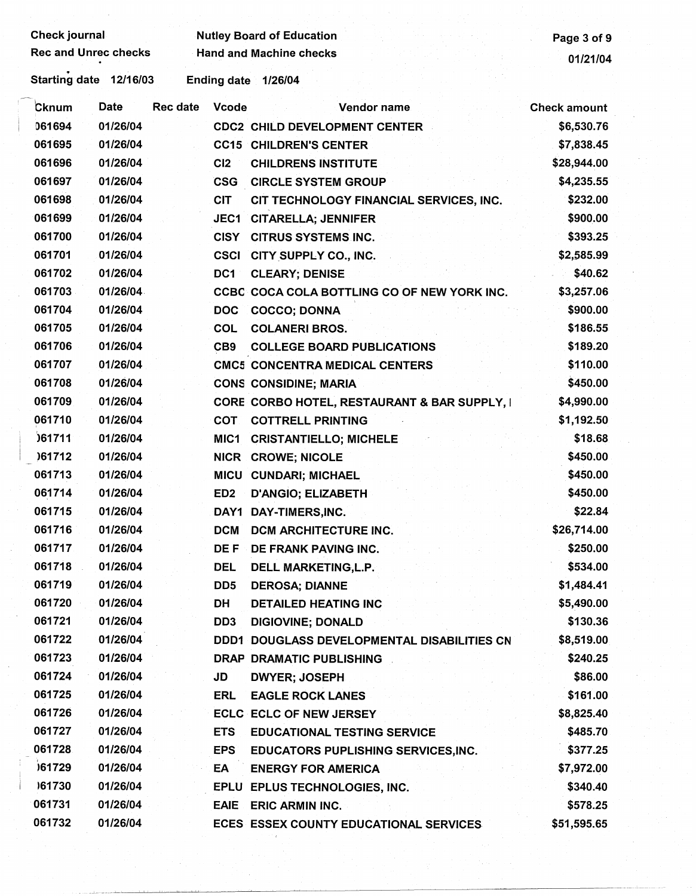Check journal
Rec and Unrec checks

Nutley Board of Education
Hand and Machine checks

01/21/04

Starting date 12/16/03 Ending date 1/26/04

| Cknum | Date | Rec date | Vcode | Vendor name | Check amount |
|---|---|---|---|---|---|
| 061694 | 01/26/04 | | CDC2 | CHILD DEVELOPMENT CENTER | $6,530.76 |
| 061695 | 01/26/04 | | CC15 | CHILDREN'S CENTER | $7,838.45 |
| 061696 | 01/26/04 | | CI2 | CHILDRENS INSTITUTE | $28,944.00 |
| 061697 | 01/26/04 | | CSG | CIRCLE SYSTEM GROUP | $4,235.55 |
| 061698 | 01/26/04 | | CIT | CIT TECHNOLOGY FINANCIAL SERVICES, INC. | $232.00 |
| 061699 | 01/26/04 | | JEC1 | CITARELLA; JENNIFER | $900.00 |
| 061700 | 01/26/04 | | CISY | CITRUS SYSTEMS INC. | $393.25 |
| 061701 | 01/26/04 | | CSCI | CITY SUPPLY CO., INC. | $2,585.99 |
| 061702 | 01/26/04 | | DC1 | CLEARY; DENISE | $40.62 |
| 061703 | 01/26/04 | | CCBC | COCA COLA BOTTLING CO OF NEW YORK INC. | $3,257.06 |
| 061704 | 01/26/04 | | DOC | COCCO; DONNA | $900.00 |
| 061705 | 01/26/04 | | COL | COLANERI BROS. | $186.55 |
| 061706 | 01/26/04 | | CB9 | COLLEGE BOARD PUBLICATIONS | $189.20 |
| 061707 | 01/26/04 | | CMC5 | CONCENTRA MEDICAL CENTERS | $110.00 |
| 061708 | 01/26/04 | | CONS | CONSIDINE; MARIA | $450.00 |
| 061709 | 01/26/04 | | CORE | CORBO HOTEL, RESTAURANT & BAR SUPPLY, I | $4,990.00 |
| 061710 | 01/26/04 | | COT | COTTRELL PRINTING | $1,192.50 |
| 061711 | 01/26/04 | | MIC1 | CRISTANTIELLO; MICHELE | $18.68 |
| 061712 | 01/26/04 | | NICR | CROWE; NICOLE | $450.00 |
| 061713 | 01/26/04 | | MICU | CUNDARI; MICHAEL | $450.00 |
| 061714 | 01/26/04 | | ED2 | D'ANGIO; ELIZABETH | $450.00 |
| 061715 | 01/26/04 | | DAY1 | DAY-TIMERS,INC. | $22.84 |
| 061716 | 01/26/04 | | DCM | DCM ARCHITECTURE INC. | $26,714.00 |
| 061717 | 01/26/04 | | DE F | DE FRANK PAVING INC. | $250.00 |
| 061718 | 01/26/04 | | DEL | DELL MARKETING,L.P. | $534.00 |
| 061719 | 01/26/04 | | DD5 | DEROSA; DIANNE | $1,484.41 |
| 061720 | 01/26/04 | | DH | DETAILED HEATING INC | $5,490.00 |
| 061721 | 01/26/04 | | DD3 | DIGIOVINE; DONALD | $130.36 |
| 061722 | 01/26/04 | | DDD1 | DOUGLASS DEVELOPMENTAL DISABILITIES CN | $8,519.00 |
| 061723 | 01/26/04 | | DRAP | DRAMATIC PUBLISHING | $240.25 |
| 061724 | 01/26/04 | | JD | DWYER; JOSEPH | $86.00 |
| 061725 | 01/26/04 | | ERL | EAGLE ROCK LANES | $161.00 |
| 061726 | 01/26/04 | | ECLC | ECLC OF NEW JERSEY | $8,825.40 |
| 061727 | 01/26/04 | | ETS | EDUCATIONAL TESTING SERVICE | $485.70 |
| 061728 | 01/26/04 | | EPS | EDUCATORS PUPLISHING SERVICES,INC. | $377.25 |
| 061729 | 01/26/04 | | EA | ENERGY FOR AMERICA | $7,972.00 |
| 061730 | 01/26/04 | | EPLU | EPLUS TECHNOLOGIES, INC. | $340.40 |
| 061731 | 01/26/04 | | EAIE | ERIC ARMIN INC. | $578.25 |
| 061732 | 01/26/04 | | ECES | ESSEX COUNTY EDUCATIONAL SERVICES | $51,595.65 |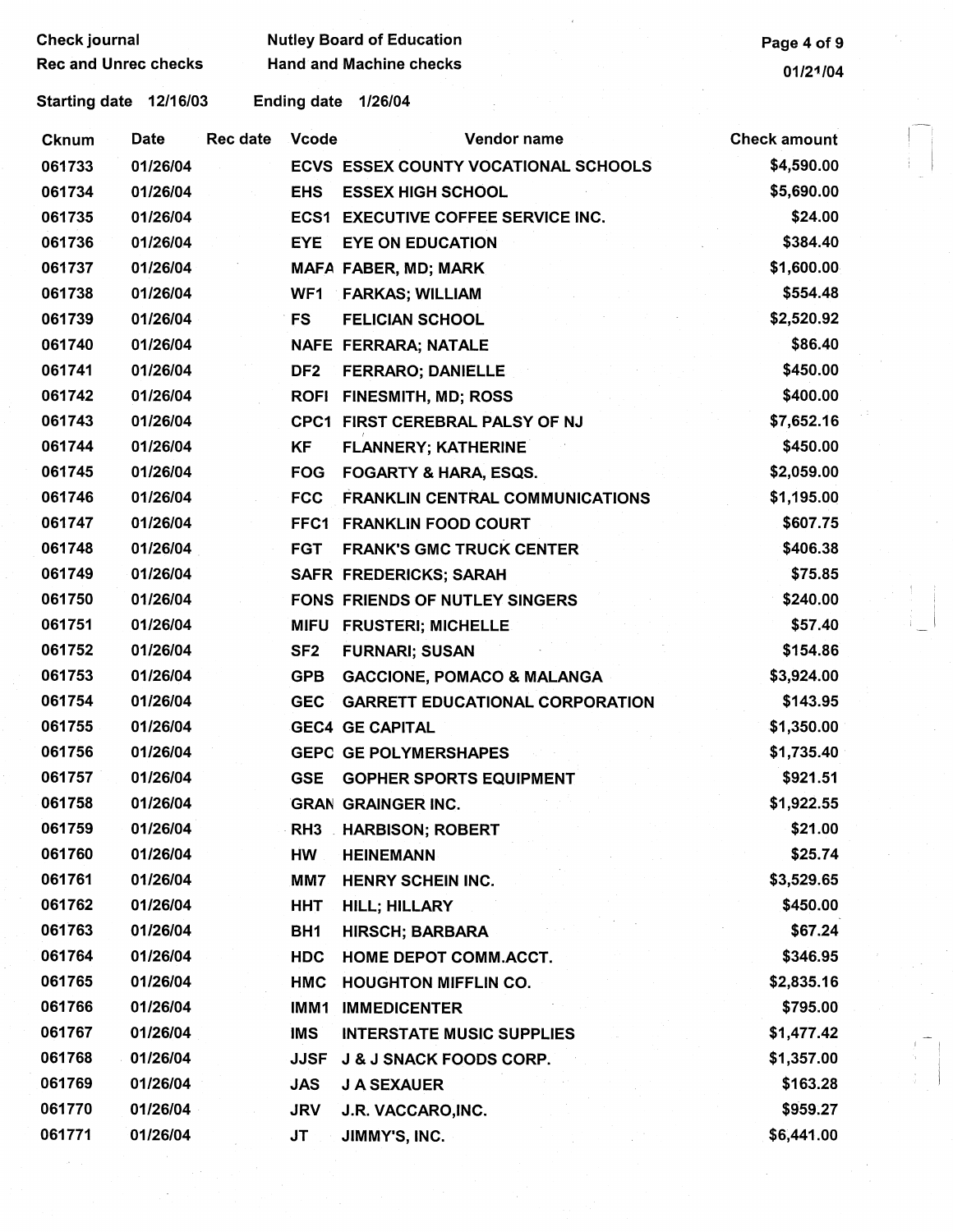Check journal
Rec and Unrec checks

Nutley Board of Education
Hand and Machine checks

01/21/04

Starting date 12/16/03 Ending date 1/26/04

| Cknum | Date | Rec date | Vcode | Vendor name | Check amount |
|---|---|---|---|---|---|
| 061733 | 01/26/04 | | ECVS | ESSEX COUNTY VOCATIONAL SCHOOLS | $4,590.00 |
| 061734 | 01/26/04 | | EHS | ESSEX HIGH SCHOOL | $5,690.00 |
| 061735 | 01/26/04 | | ECS1 | EXECUTIVE COFFEE SERVICE INC. | $24.00 |
| 061736 | 01/26/04 | | EYE | EYE ON EDUCATION | $384.40 |
| 061737 | 01/26/04 | | MAFA | FABER, MD; MARK | $1,600.00 |
| 061738 | 01/26/04 | | WF1 | FARKAS; WILLIAM | $554.48 |
| 061739 | 01/26/04 | | FS | FELICIAN SCHOOL | $2,520.92 |
| 061740 | 01/26/04 | | NAFE | FERRARA; NATALE | $86.40 |
| 061741 | 01/26/04 | | DF2 | FERRARO; DANIELLE | $450.00 |
| 061742 | 01/26/04 | | ROFI | FINESMITH, MD; ROSS | $400.00 |
| 061743 | 01/26/04 | | CPC1 | FIRST CEREBRAL PALSY OF NJ | $7,652.16 |
| 061744 | 01/26/04 | | KF | FLANNERY; KATHERINE | $450.00 |
| 061745 | 01/26/04 | | FOG | FOGARTY & HARA, ESQS. | $2,059.00 |
| 061746 | 01/26/04 | | FCC | FRANKLIN CENTRAL COMMUNICATIONS | $1,195.00 |
| 061747 | 01/26/04 | | FFC1 | FRANKLIN FOOD COURT | $607.75 |
| 061748 | 01/26/04 | | FGT | FRANK'S GMC TRUCK CENTER | $406.38 |
| 061749 | 01/26/04 | | SAFR | FREDERICKS; SARAH | $75.85 |
| 061750 | 01/26/04 | | FONS | FRIENDS OF NUTLEY SINGERS | $240.00 |
| 061751 | 01/26/04 | | MIFU | FRUSTERI; MICHELLE | $57.40 |
| 061752 | 01/26/04 | | SF2 | FURNARI; SUSAN | $154.86 |
| 061753 | 01/26/04 | | GPB | GACCIONE, POMACO & MALANGA | $3,924.00 |
| 061754 | 01/26/04 | | GEC | GARRETT EDUCATIONAL CORPORATION | $143.95 |
| 061755 | 01/26/04 | | GEC4 | GE CAPITAL | $1,350.00 |
| 061756 | 01/26/04 | | GEPC | GE POLYMERSHAPES | $1,735.40 |
| 061757 | 01/26/04 | | GSE | GOPHER SPORTS EQUIPMENT | $921.51 |
| 061758 | 01/26/04 | | GRAN | GRAINGER INC. | $1,922.55 |
| 061759 | 01/26/04 | | RH3 | HARBISON; ROBERT | $21.00 |
| 061760 | 01/26/04 | | HW | HEINEMANN | $25.74 |
| 061761 | 01/26/04 | | MM7 | HENRY SCHEIN INC. | $3,529.65 |
| 061762 | 01/26/04 | | HHT | HILL; HILLARY | $450.00 |
| 061763 | 01/26/04 | | BH1 | HIRSCH; BARBARA | $67.24 |
| 061764 | 01/26/04 | | HDC | HOME DEPOT COMM.ACCT. | $346.95 |
| 061765 | 01/26/04 | | HMC | HOUGHTON MIFFLIN CO. | $2,835.16 |
| 061766 | 01/26/04 | | IMM1 | IMMEDICENTER | $795.00 |
| 061767 | 01/26/04 | | IMS | INTERSTATE MUSIC SUPPLIES | $1,477.42 |
| 061768 | 01/26/04 | | JJSF | J & J SNACK FOODS CORP. | $1,357.00 |
| 061769 | 01/26/04 | | JAS | J A SEXAUER | $163.28 |
| 061770 | 01/26/04 | | JRV | J.R. VACCARO,INC. | $959.27 |
| 061771 | 01/26/04 | | JT | JIMMY'S, INC. | $6,441.00 |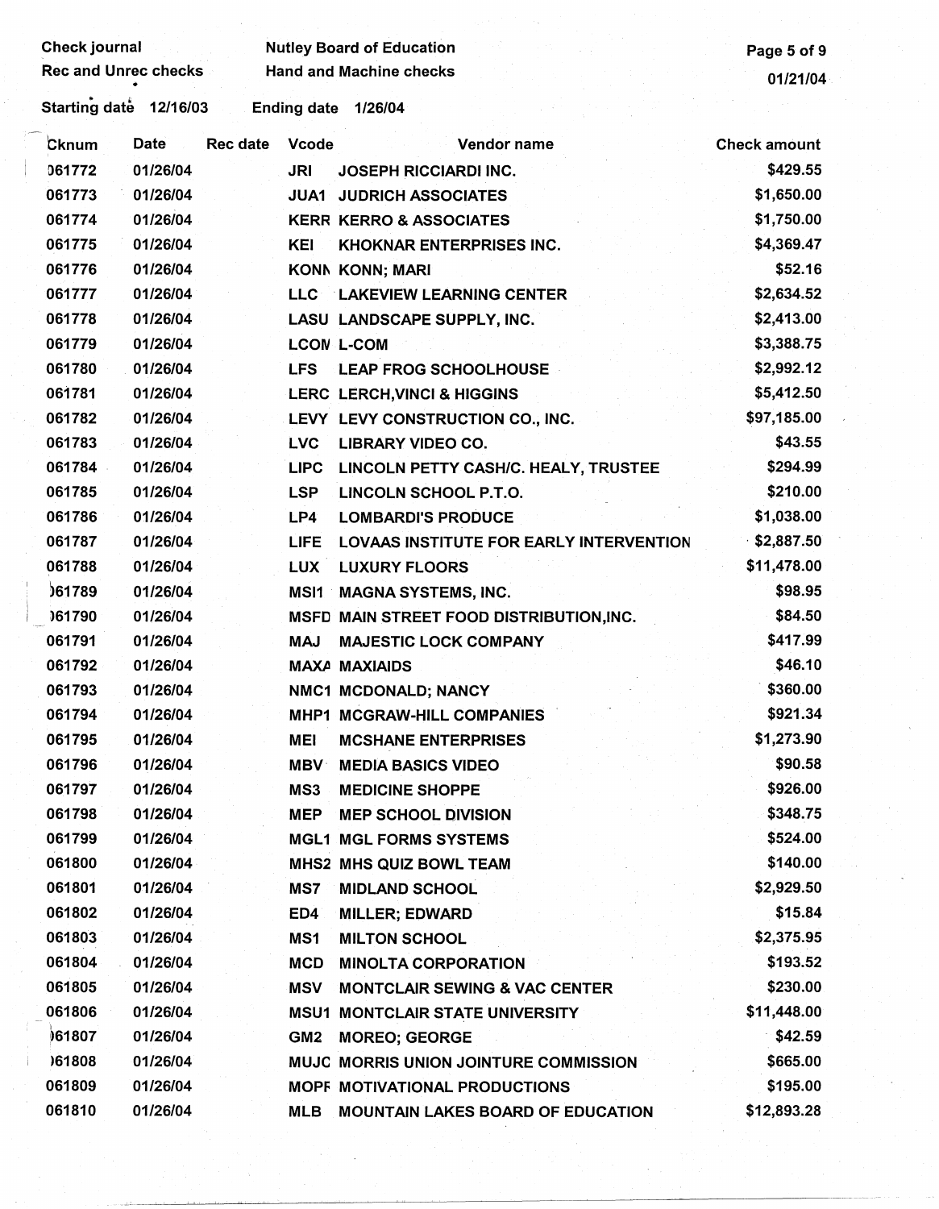Check journal
Rec and Unrec checks

Nutley Board of Education
Hand and Machine checks

Starting date 12/16/03 Ending date 1/26/04

| Cknum | Date | Rec date | Vcode | Vendor name | Check amount |
|---|---|---|---|---|---|
| 061772 | 01/26/04 | | JRI | JOSEPH RICCIARDI INC. | $429.55 |
| 061773 | 01/26/04 | | JUA1 | JUDRICH ASSOCIATES | $1,650.00 |
| 061774 | 01/26/04 | | KERR | KERRO & ASSOCIATES | $1,750.00 |
| 061775 | 01/26/04 | | KEI | KHOKNAR ENTERPRISES INC. | $4,369.47 |
| 061776 | 01/26/04 | | KONN | KONN; MARI | $52.16 |
| 061777 | 01/26/04 | | LLC | LAKEVIEW LEARNING CENTER | $2,634.52 |
| 061778 | 01/26/04 | | LASU | LANDSCAPE SUPPLY, INC. | $2,413.00 |
| 061779 | 01/26/04 | | LCOM | L-COM | $3,388.75 |
| 061780 | 01/26/04 | | LFS | LEAP FROG SCHOOLHOUSE | $2,992.12 |
| 061781 | 01/26/04 | | LERC | LERCH,VINCI & HIGGINS | $5,412.50 |
| 061782 | 01/26/04 | | LEVY | LEVY CONSTRUCTION CO., INC. | $97,185.00 |
| 061783 | 01/26/04 | | LVC | LIBRARY VIDEO CO. | $43.55 |
| 061784 | 01/26/04 | | LIPC | LINCOLN PETTY CASH/C. HEALY, TRUSTEE | $294.99 |
| 061785 | 01/26/04 | | LSP | LINCOLN SCHOOL P.T.O. | $210.00 |
| 061786 | 01/26/04 | | LP4 | LOMBARDI'S PRODUCE | $1,038.00 |
| 061787 | 01/26/04 | | LIFE | LOVAAS INSTITUTE FOR EARLY INTERVENTION | $2,887.50 |
| 061788 | 01/26/04 | | LUX | LUXURY FLOORS | $11,478.00 |
| 061789 | 01/26/04 | | MSI1 | MAGNA SYSTEMS, INC. | $98.95 |
| 061790 | 01/26/04 | | MSFD | MAIN STREET FOOD DISTRIBUTION,INC. | $84.50 |
| 061791 | 01/26/04 | | MAJ | MAJESTIC LOCK COMPANY | $417.99 |
| 061792 | 01/26/04 | | MAXA | MAXIAIDS | $46.10 |
| 061793 | 01/26/04 | | NMC1 | MCDONALD; NANCY | $360.00 |
| 061794 | 01/26/04 | | MHP1 | MCGRAW-HILL COMPANIES | $921.34 |
| 061795 | 01/26/04 | | MEI | MCSHANE ENTERPRISES | $1,273.90 |
| 061796 | 01/26/04 | | MBV | MEDIA BASICS VIDEO | $90.58 |
| 061797 | 01/26/04 | | MS3 | MEDICINE SHOPPE | $926.00 |
| 061798 | 01/26/04 | | MEP | MEP SCHOOL DIVISION | $348.75 |
| 061799 | 01/26/04 | | MGL1 | MGL FORMS SYSTEMS | $524.00 |
| 061800 | 01/26/04 | | MHS2 | MHS QUIZ BOWL TEAM | $140.00 |
| 061801 | 01/26/04 | | MS7 | MIDLAND SCHOOL | $2,929.50 |
| 061802 | 01/26/04 | | ED4 | MILLER; EDWARD | $15.84 |
| 061803 | 01/26/04 | | MS1 | MILTON SCHOOL | $2,375.95 |
| 061804 | 01/26/04 | | MCD | MINOLTA CORPORATION | $193.52 |
| 061805 | 01/26/04 | | MSV | MONTCLAIR SEWING & VAC CENTER | $230.00 |
| 061806 | 01/26/04 | | MSU1 | MONTCLAIR STATE UNIVERSITY | $11,448.00 |
| 061807 | 01/26/04 | | GM2 | MOREO; GEORGE | $42.59 |
| 061808 | 01/26/04 | | MUJC | MORRIS UNION JOINTURE COMMISSION | $665.00 |
| 061809 | 01/26/04 | | MOPF | MOTIVATIONAL PRODUCTIONS | $195.00 |
| 061810 | 01/26/04 | | MLB | MOUNTAIN LAKES BOARD OF EDUCATION | $12,893.28 |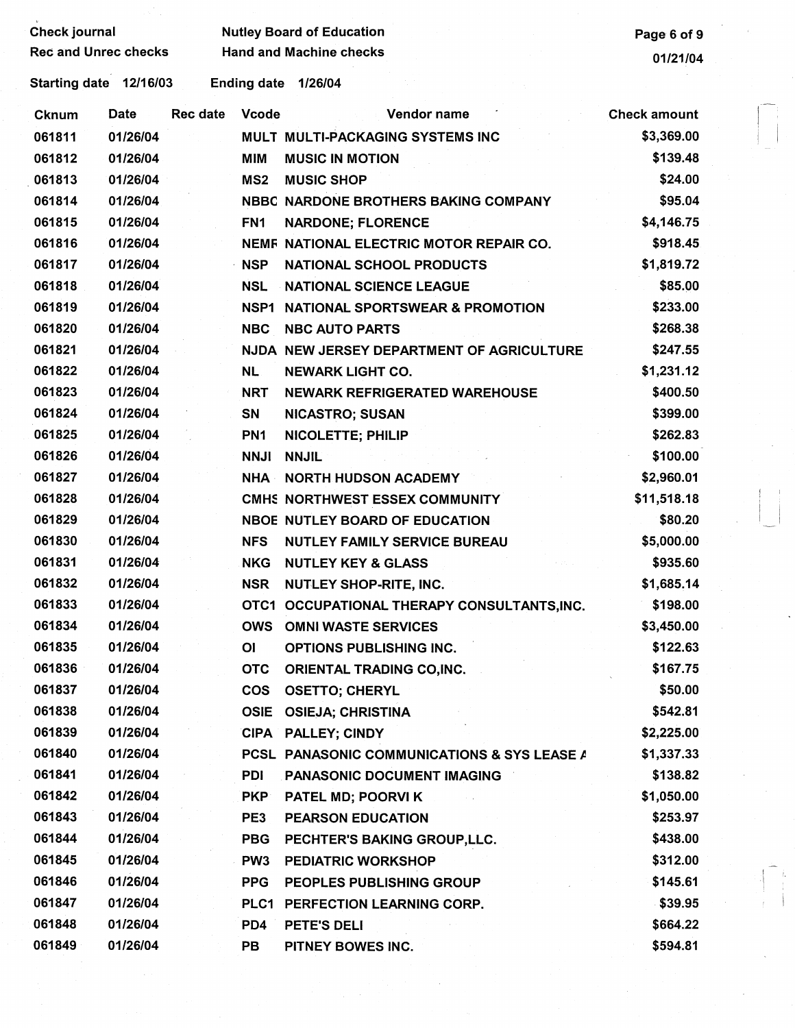| Cknum | Date | Rec date | Vcode | Vendor name | Check amount |
|---|---|---|---|---|---|
| 061811 | 01/26/04 | | MULT | MULTI-PACKAGING SYSTEMS INC | $3,369.00 |
| 061812 | 01/26/04 | | MIM | MUSIC IN MOTION | $139.48 |
| 061813 | 01/26/04 | | MS2 | MUSIC SHOP | $24.00 |
| 061814 | 01/26/04 | | NBBC | NARDONE BROTHERS BAKING COMPANY | $95.04 |
| 061815 | 01/26/04 | | FN1 | NARDONE; FLORENCE | $4,146.75 |
| 061816 | 01/26/04 | | NEMF | NATIONAL ELECTRIC MOTOR REPAIR CO. | $918.45 |
| 061817 | 01/26/04 | | NSP | NATIONAL SCHOOL PRODUCTS | $1,819.72 |
| 061818 | 01/26/04 | | NSL | NATIONAL SCIENCE LEAGUE | $85.00 |
| 061819 | 01/26/04 | | NSP1 | NATIONAL SPORTSWEAR & PROMOTION | $233.00 |
| 061820 | 01/26/04 | | NBC | NBC AUTO PARTS | $268.38 |
| 061821 | 01/26/04 | | NJDA | NEW JERSEY DEPARTMENT OF AGRICULTURE | $247.55 |
| 061822 | 01/26/04 | | NL | NEWARK LIGHT CO. | $1,231.12 |
| 061823 | 01/26/04 | | NRT | NEWARK REFRIGERATED WAREHOUSE | $400.50 |
| 061824 | 01/26/04 | | SN | NICASTRO; SUSAN | $399.00 |
| 061825 | 01/26/04 | | PN1 | NICOLETTE; PHILIP | $262.83 |
| 061826 | 01/26/04 | | NNJI | NNJIL | $100.00 |
| 061827 | 01/26/04 | | NHA | NORTH HUDSON ACADEMY | $2,960.01 |
| 061828 | 01/26/04 | | CMHS | NORTHWEST ESSEX COMMUNITY | $11,518.18 |
| 061829 | 01/26/04 | | NBOE | NUTLEY BOARD OF EDUCATION | $80.20 |
| 061830 | 01/26/04 | | NFS | NUTLEY FAMILY SERVICE BUREAU | $5,000.00 |
| 061831 | 01/26/04 | | NKG | NUTLEY KEY & GLASS | $935.60 |
| 061832 | 01/26/04 | | NSR | NUTLEY SHOP-RITE, INC. | $1,685.14 |
| 061833 | 01/26/04 | | OTC1 | OCCUPATIONAL THERAPY CONSULTANTS,INC. | $198.00 |
| 061834 | 01/26/04 | | OWS | OMNI WASTE SERVICES | $3,450.00 |
| 061835 | 01/26/04 | | OI | OPTIONS PUBLISHING INC. | $122.63 |
| 061836 | 01/26/04 | | OTC | ORIENTAL TRADING CO,INC. | $167.75 |
| 061837 | 01/26/04 | | COS | OSETTO; CHERYL | $50.00 |
| 061838 | 01/26/04 | | OSIE | OSIEJA; CHRISTINA | $542.81 |
| 061839 | 01/26/04 | | CIPA | PALLEY; CINDY | $2,225.00 |
| 061840 | 01/26/04 | | PCSL | PANASONIC COMMUNICATIONS & SYS LEASE A | $1,337.33 |
| 061841 | 01/26/04 | | PDI | PANASONIC DOCUMENT IMAGING | $138.82 |
| 061842 | 01/26/04 | | PKP | PATEL MD; POORVI K | $1,050.00 |
| 061843 | 01/26/04 | | PE3 | PEARSON EDUCATION | $253.97 |
| 061844 | 01/26/04 | | PBG | PECHTER'S BAKING GROUP,LLC. | $438.00 |
| 061845 | 01/26/04 | | PW3 | PEDIATRIC WORKSHOP | $312.00 |
| 061846 | 01/26/04 | | PPG | PEOPLES PUBLISHING GROUP | $145.61 |
| 061847 | 01/26/04 | | PLC1 | PERFECTION LEARNING CORP. | $39.95 |
| 061848 | 01/26/04 | | PD4 | PETE'S DELI | $664.22 |
| 061849 | 01/26/04 | | PB | PITNEY BOWES INC. | $594.81 |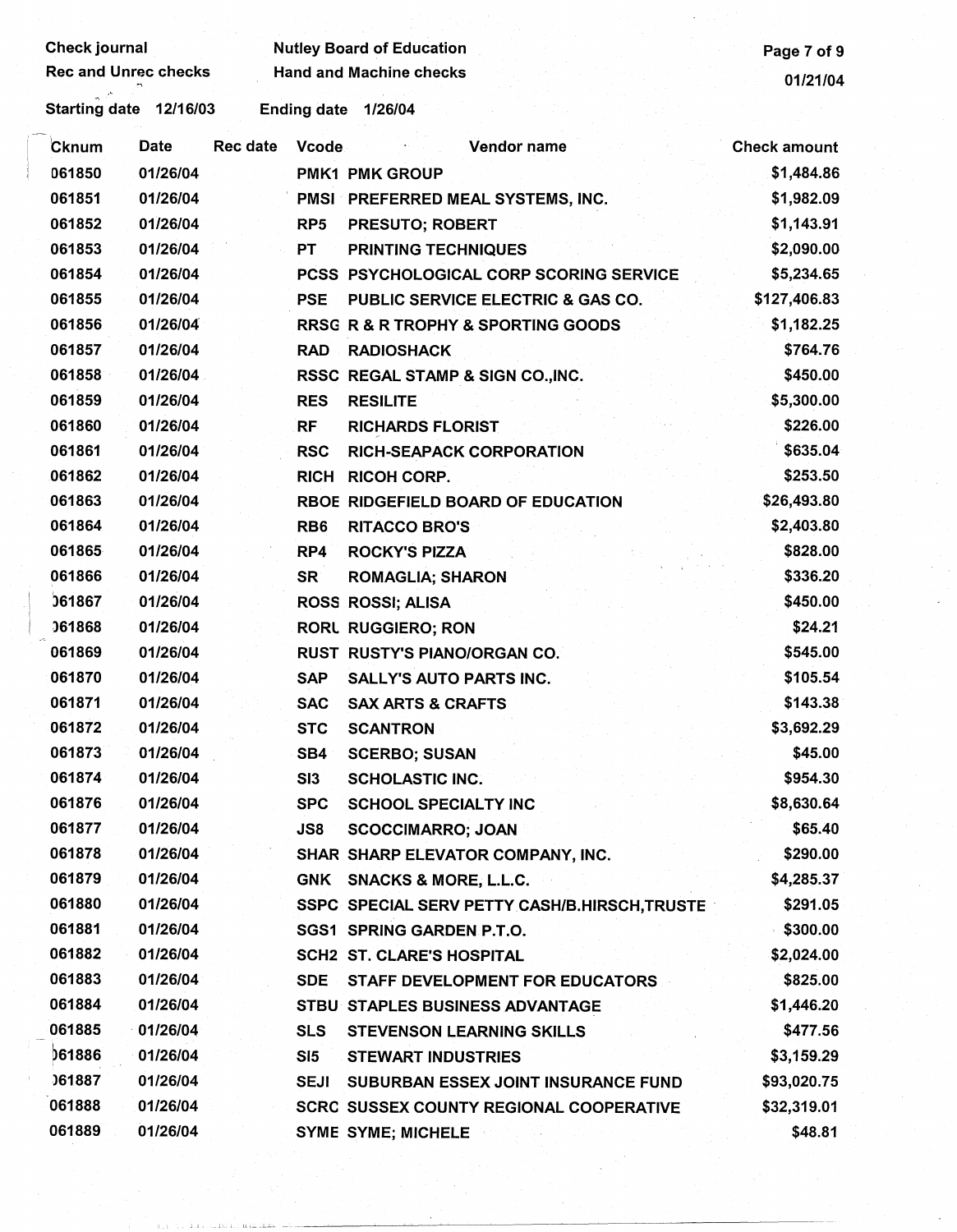Check journal | Nutley Board of Education
Rec and Unrec checks | Hand and Machine checks
01/21/04

Starting date 12/16/03 Ending date 1/26/04

| Cknum | Date | Rec date | Vcode | Vendor name | Check amount |
|---|---|---|---|---|---|
| 061850 | 01/26/04 | | PMK1 | PMK GROUP | $1,484.86 |
| 061851 | 01/26/04 | | PMSI | PREFERRED MEAL SYSTEMS, INC. | $1,982.09 |
| 061852 | 01/26/04 | | RP5 | PRESUTO; ROBERT | $1,143.91 |
| 061853 | 01/26/04 | | PT | PRINTING TECHNIQUES | $2,090.00 |
| 061854 | 01/26/04 | | PCSS | PSYCHOLOGICAL CORP SCORING SERVICE | $5,234.65 |
| 061855 | 01/26/04 | | PSE | PUBLIC SERVICE ELECTRIC & GAS CO. | $127,406.83 |
| 061856 | 01/26/04 | | RRSG | R & R TROPHY & SPORTING GOODS | $1,182.25 |
| 061857 | 01/26/04 | | RAD | RADIOSHACK | $764.76 |
| 061858 | 01/26/04 | | RSSC | REGAL STAMP & SIGN CO.,INC. | $450.00 |
| 061859 | 01/26/04 | | RES | RESILITE | $5,300.00 |
| 061860 | 01/26/04 | | RF | RICHARDS FLORIST | $226.00 |
| 061861 | 01/26/04 | | RSC | RICH-SEAPACK CORPORATION | $635.04 |
| 061862 | 01/26/04 | | RICH | RICOH CORP. | $253.50 |
| 061863 | 01/26/04 | | RBOE | RIDGEFIELD BOARD OF EDUCATION | $26,493.80 |
| 061864 | 01/26/04 | | RB6 | RITACCO BRO'S | $2,403.80 |
| 061865 | 01/26/04 | | RP4 | ROCKY'S PIZZA | $828.00 |
| 061866 | 01/26/04 | | SR | ROMAGLIA; SHARON | $336.20 |
| 061867 | 01/26/04 | | ROSS | ROSSI; ALISA | $450.00 |
| 061868 | 01/26/04 | | RORU | RUGGIERO; RON | $24.21 |
| 061869 | 01/26/04 | | RUST | RUSTY'S PIANO/ORGAN CO. | $545.00 |
| 061870 | 01/26/04 | | SAP | SALLY'S AUTO PARTS INC. | $105.54 |
| 061871 | 01/26/04 | | SAC | SAX ARTS & CRAFTS | $143.38 |
| 061872 | 01/26/04 | | STC | SCANTRON | $3,692.29 |
| 061873 | 01/26/04 | | SB4 | SCERBO; SUSAN | $45.00 |
| 061874 | 01/26/04 | | SI3 | SCHOLASTIC INC. | $954.30 |
| 061876 | 01/26/04 | | SPC | SCHOOL SPECIALTY INC | $8,630.64 |
| 061877 | 01/26/04 | | JS8 | SCOCCIMARRO; JOAN | $65.40 |
| 061878 | 01/26/04 | | SHAR | SHARP ELEVATOR COMPANY, INC. | $290.00 |
| 061879 | 01/26/04 | | GNK | SNACKS & MORE, L.L.C. | $4,285.37 |
| 061880 | 01/26/04 | | SSPC | SPECIAL SERV PETTY CASH/B.HIRSCH,TRUSTE | $291.05 |
| 061881 | 01/26/04 | | SGS1 | SPRING GARDEN P.T.O. | $300.00 |
| 061882 | 01/26/04 | | SCH2 | ST. CLARE'S HOSPITAL | $2,024.00 |
| 061883 | 01/26/04 | | SDE | STAFF DEVELOPMENT FOR EDUCATORS | $825.00 |
| 061884 | 01/26/04 | | STBU | STAPLES BUSINESS ADVANTAGE | $1,446.20 |
| 061885 | 01/26/04 | | SLS | STEVENSON LEARNING SKILLS | $477.56 |
| 061886 | 01/26/04 | | SI5 | STEWART INDUSTRIES | $3,159.29 |
| 061887 | 01/26/04 | | SEJI | SUBURBAN ESSEX JOINT INSURANCE FUND | $93,020.75 |
| 061888 | 01/26/04 | | SCRC | SUSSEX COUNTY REGIONAL COOPERATIVE | $32,319.01 |
| 061889 | 01/26/04 | | SYME | SYME; MICHELE | $48.81 |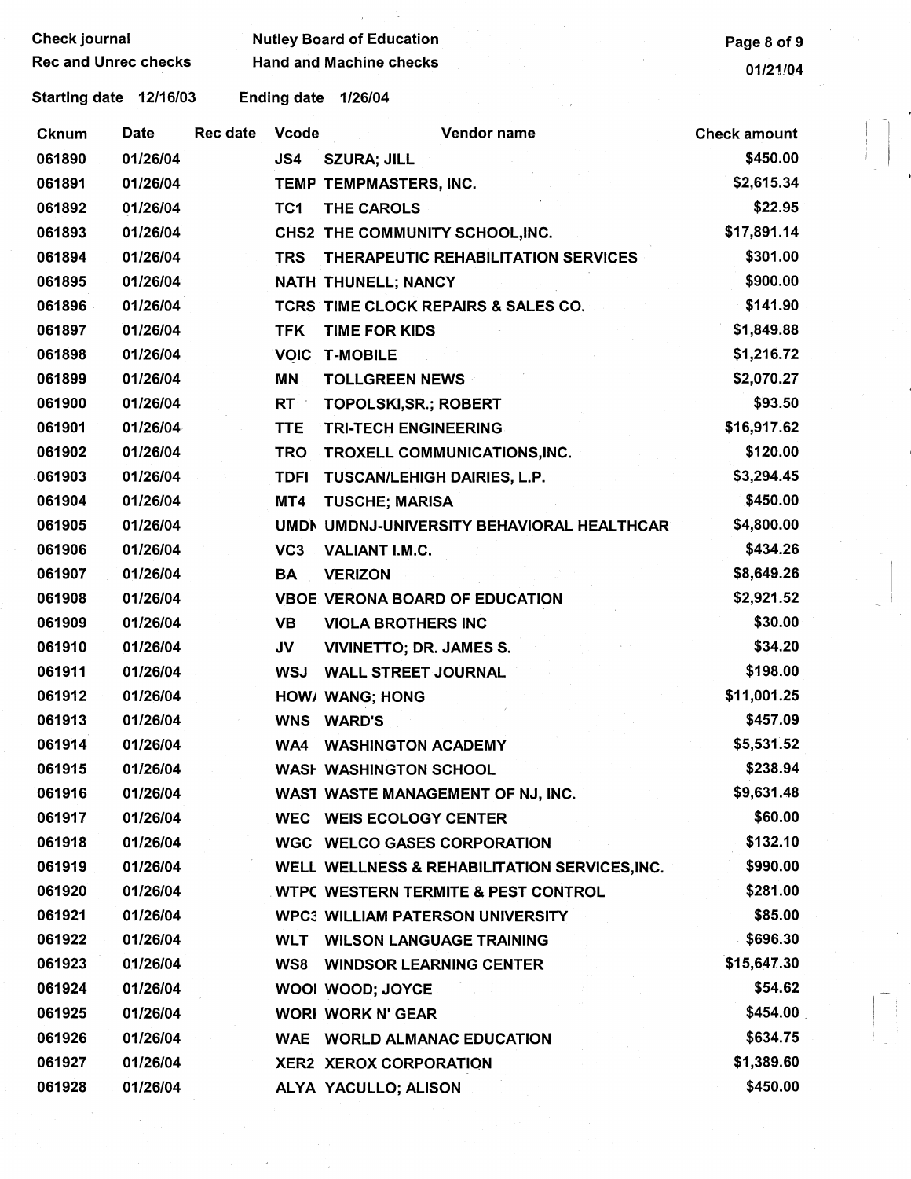Check journal
Rec and Unrec checks

Nutley Board of Education
Hand and Machine checks

01/21/04

Starting date 12/16/03 Ending date 1/26/04

| Cknum | Date | Rec date | Vcode | Vendor name | Check amount |
|---|---|---|---|---|---|
| 061890 | 01/26/04 | | JS4 | SZURA; JILL | $450.00 |
| 061891 | 01/26/04 | | TEMP | TEMPMASTERS, INC. | $2,615.34 |
| 061892 | 01/26/04 | | TC1 | THE CAROLS | $22.95 |
| 061893 | 01/26/04 | | CHS2 | THE COMMUNITY SCHOOL,INC. | $17,891.14 |
| 061894 | 01/26/04 | | TRS | THERAPEUTIC REHABILITATION SERVICES | $301.00 |
| 061895 | 01/26/04 | | NATH | THUNELL; NANCY | $900.00 |
| 061896 | 01/26/04 | | TCRS | TIME CLOCK REPAIRS & SALES CO. | $141.90 |
| 061897 | 01/26/04 | | TFK | TIME FOR KIDS | $1,849.88 |
| 061898 | 01/26/04 | | VOIC | T-MOBILE | $1,216.72 |
| 061899 | 01/26/04 | | MN | TOLLGREEN NEWS | $2,070.27 |
| 061900 | 01/26/04 | | RT | TOPOLSKI,SR.; ROBERT | $93.50 |
| 061901 | 01/26/04 | | TTE | TRI-TECH ENGINEERING | $16,917.62 |
| 061902 | 01/26/04 | | TRO | TROXELL COMMUNICATIONS,INC. | $120.00 |
| 061903 | 01/26/04 | | TDFI | TUSCAN/LEHIGH DAIRIES, L.P. | $3,294.45 |
| 061904 | 01/26/04 | | MT4 | TUSCHE; MARISA | $450.00 |
| 061905 | 01/26/04 | | UMDN | UMDNJ-UNIVERSITY BEHAVIORAL HEALTHCAR | $4,800.00 |
| 061906 | 01/26/04 | | VC3 | VALIANT I.M.C. | $434.26 |
| 061907 | 01/26/04 | | BA | VERIZON | $8,649.26 |
| 061908 | 01/26/04 | | VBOE | VERONA BOARD OF EDUCATION | $2,921.52 |
| 061909 | 01/26/04 | | VB | VIOLA BROTHERS INC | $30.00 |
| 061910 | 01/26/04 | | JV | VIVINETTO; DR. JAMES S. | $34.20 |
| 061911 | 01/26/04 | | WSJ | WALL STREET JOURNAL | $198.00 |
| 061912 | 01/26/04 | | HOW/ | WANG; HONG | $11,001.25 |
| 061913 | 01/26/04 | | WNS | WARD'S | $457.09 |
| 061914 | 01/26/04 | | WA4 | WASHINGTON ACADEMY | $5,531.52 |
| 061915 | 01/26/04 | | WASH | WASHINGTON SCHOOL | $238.94 |
| 061916 | 01/26/04 | | WAST | WASTE MANAGEMENT OF NJ, INC. | $9,631.48 |
| 061917 | 01/26/04 | | WEC | WEIS ECOLOGY CENTER | $60.00 |
| 061918 | 01/26/04 | | WGC | WELCO GASES CORPORATION | $132.10 |
| 061919 | 01/26/04 | | WELL | WELLNESS & REHABILITATION SERVICES,INC. | $990.00 |
| 061920 | 01/26/04 | | WTPC | WESTERN TERMITE & PEST CONTROL | $281.00 |
| 061921 | 01/26/04 | | WPC3 | WILLIAM PATERSON UNIVERSITY | $85.00 |
| 061922 | 01/26/04 | | WLT | WILSON LANGUAGE TRAINING | $696.30 |
| 061923 | 01/26/04 | | WS8 | WINDSOR LEARNING CENTER | $15,647.30 |
| 061924 | 01/26/04 | | WOOI | WOOD; JOYCE | $54.62 |
| 061925 | 01/26/04 | | WORI | WORK N' GEAR | $454.00 |
| 061926 | 01/26/04 | | WAE | WORLD ALMANAC EDUCATION | $634.75 |
| 061927 | 01/26/04 | | XER2 | XEROX CORPORATION | $1,389.60 |
| 061928 | 01/26/04 | | ALYA | YACULLO; ALISON | $450.00 |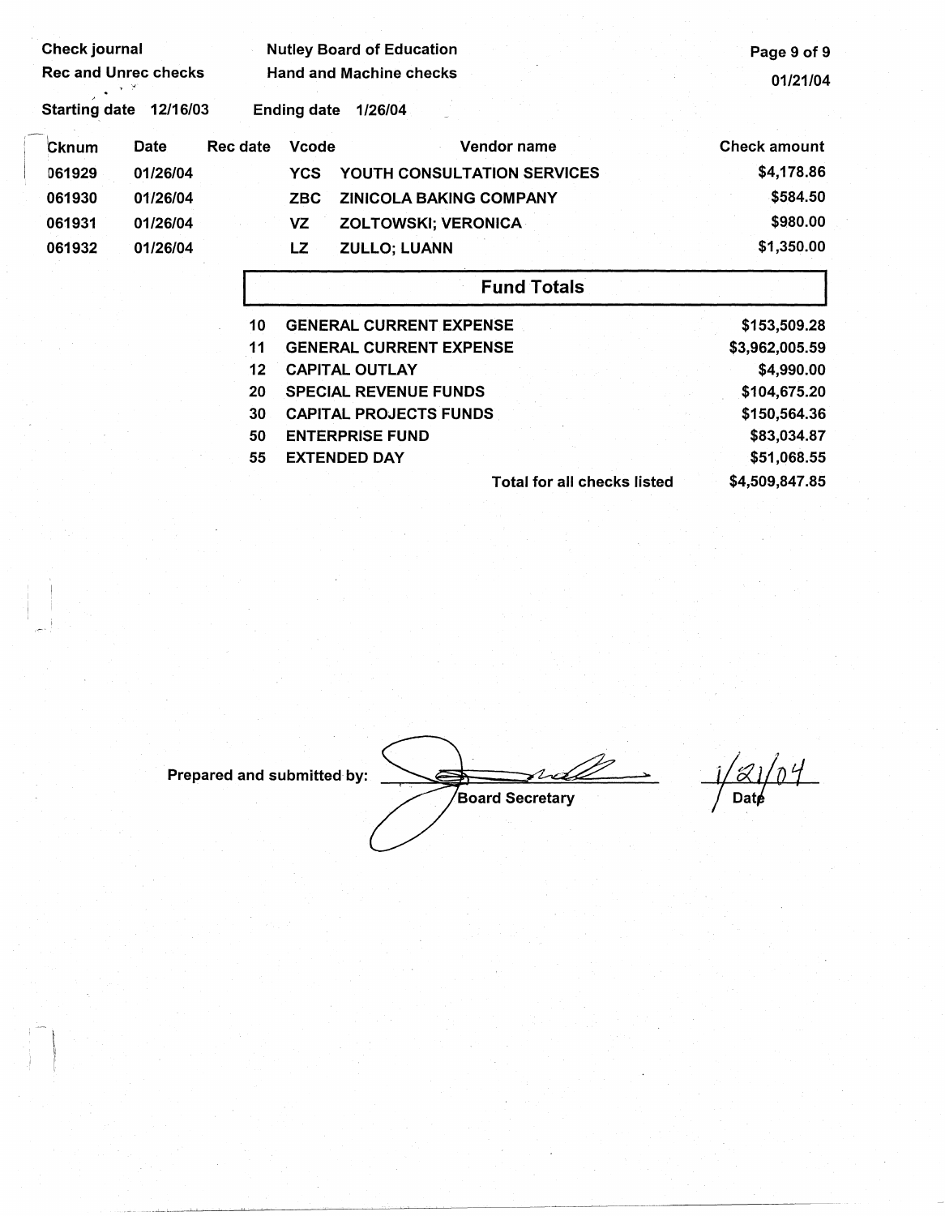Check journal
Rec and Unrec checks

Nutley Board of Education
Hand and Machine checks

Starting date 12/16/03 Ending date 1/26/04

| Cknum | Date | Rec date | Vcode | Vendor name | Check amount |
|---|---|---|---|---|---|
| 061929 | 01/26/04 | | YCS | YOUTH CONSULTATION SERVICES | $4,178.86 |
| 061930 | 01/26/04 | | ZBC | ZINICOLA BAKING COMPANY | $584.50 |
| 061931 | 01/26/04 | | VZ | ZOLTOWSKI; VERONICA | $980.00 |
| 061932 | 01/26/04 | | LZ | ZULLO; LUANN | $1,350.00 |

## Fund Totals

| | | |
|---|---|---|
| 10 | GENERAL CURRENT EXPENSE | $153,509.28 |
| 11 | GENERAL CURRENT EXPENSE | $3,962,005.59 |
| 12 | CAPITAL OUTLAY | $4,990.00 |
| 20 | SPECIAL REVENUE FUNDS | $104,675.20 |
| 30 | CAPITAL PROJECTS FUNDS | $150,564.36 |
| 50 | ENTERPRISE FUND | $83,034.87 |
| 55 | EXTENDED DAY | $51,068.55 |
| | Total for all checks listed | $4,509,847.85 |

Prepared and submitted by: ______________________ Board Secretary

1/21/04 Date